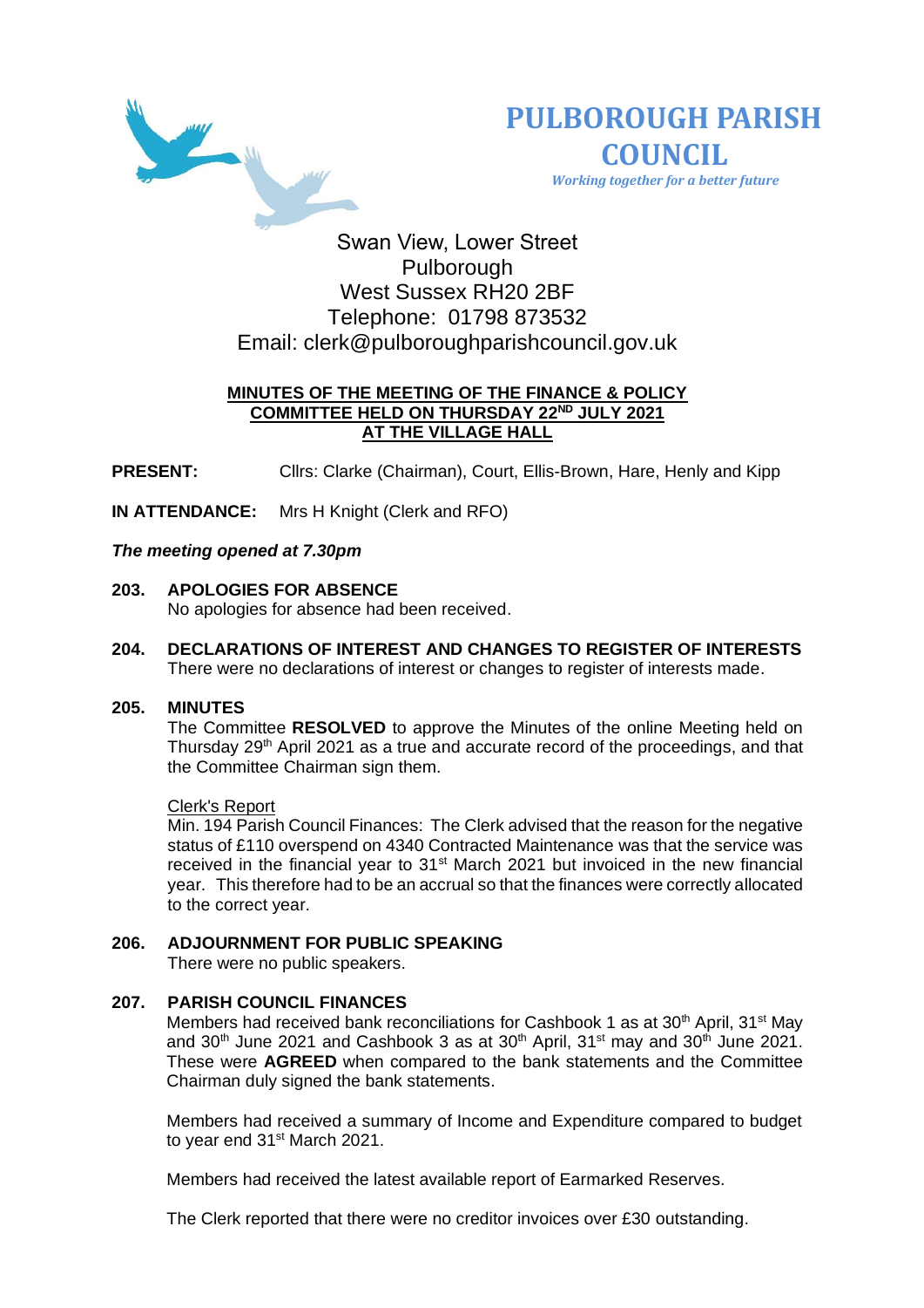# PULBOROUGH PARISH COUNCIL

*Working together for a better future*

Swan View, Lower Street
Pulborough
West Sussex RH20 2BF
Telephone: 01798 873532
Email: clerk@pulboroughparishcouncil.gov.uk

**MINUTES OF THE MEETING OF THE FINANCE & POLICY COMMITTEE HELD ON THURSDAY 22ND JULY 2021 AT THE VILLAGE HALL**

**PRESENT:** Cllrs: Clarke (Chairman), Court, Ellis-Brown, Hare, Henly and Kipp

**IN ATTENDANCE:** Mrs H Knight (Clerk and RFO)

***The meeting opened at 7.30pm***

**203. APOLOGIES FOR ABSENCE**

No apologies for absence had been received.

**204. DECLARATIONS OF INTEREST AND CHANGES TO REGISTER OF INTERESTS**

There were no declarations of interest or changes to register of interests made.

**205. MINUTES**

The Committee **RESOLVED** to approve the Minutes of the online Meeting held on Thursday 29th April 2021 as a true and accurate record of the proceedings, and that the Committee Chairman sign them.

Clerk's Report

Min. 194 Parish Council Finances: The Clerk advised that the reason for the negative status of £110 overspend on 4340 Contracted Maintenance was that the service was received in the financial year to 31st March 2021 but invoiced in the new financial year. This therefore had to be an accrual so that the finances were correctly allocated to the correct year.

**206. ADJOURNMENT FOR PUBLIC SPEAKING**

There were no public speakers.

**207. PARISH COUNCIL FINANCES**

Members had received bank reconciliations for Cashbook 1 as at 30th April, 31st May and 30th June 2021 and Cashbook 3 as at 30th April, 31st may and 30th June 2021. These were **AGREED** when compared to the bank statements and the Committee Chairman duly signed the bank statements.

Members had received a summary of Income and Expenditure compared to budget to year end 31st March 2021.

Members had received the latest available report of Earmarked Reserves.

The Clerk reported that there were no creditor invoices over £30 outstanding.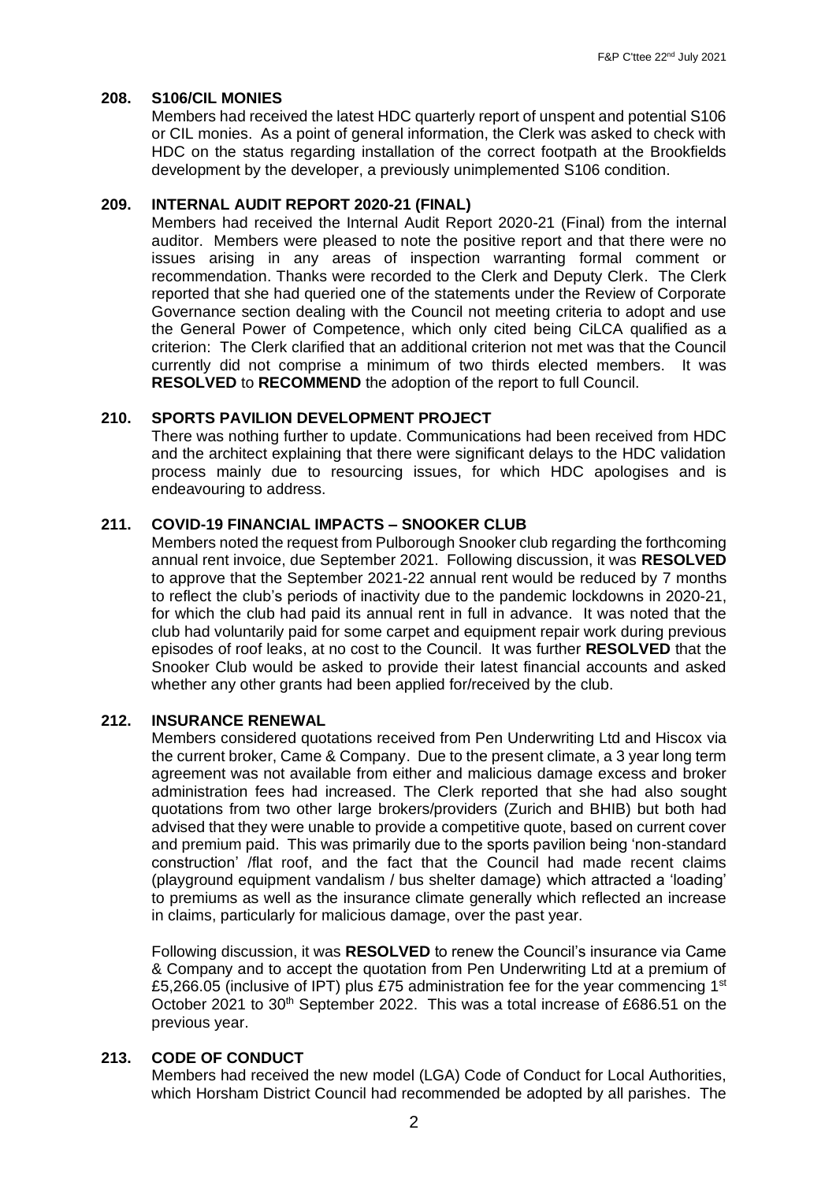## 208. S106/CIL MONIES

Members had received the latest HDC quarterly report of unspent and potential S106 or CIL monies. As a point of general information, the Clerk was asked to check with HDC on the status regarding installation of the correct footpath at the Brookfields development by the developer, a previously unimplemented S106 condition.

## 209. INTERNAL AUDIT REPORT 2020-21 (FINAL)

Members had received the Internal Audit Report 2020-21 (Final) from the internal auditor. Members were pleased to note the positive report and that there were no issues arising in any areas of inspection warranting formal comment or recommendation. Thanks were recorded to the Clerk and Deputy Clerk. The Clerk reported that she had queried one of the statements under the Review of Corporate Governance section dealing with the Council not meeting criteria to adopt and use the General Power of Competence, which only cited being CiLCA qualified as a criterion: The Clerk clarified that an additional criterion not met was that the Council currently did not comprise a minimum of two thirds elected members. It was **RESOLVED** to **RECOMMEND** the adoption of the report to full Council.

## 210. SPORTS PAVILION DEVELOPMENT PROJECT

There was nothing further to update. Communications had been received from HDC and the architect explaining that there were significant delays to the HDC validation process mainly due to resourcing issues, for which HDC apologises and is endeavouring to address.

## 211. COVID-19 FINANCIAL IMPACTS – SNOOKER CLUB

Members noted the request from Pulborough Snooker club regarding the forthcoming annual rent invoice, due September 2021. Following discussion, it was **RESOLVED** to approve that the September 2021-22 annual rent would be reduced by 7 months to reflect the club's periods of inactivity due to the pandemic lockdowns in 2020-21, for which the club had paid its annual rent in full in advance. It was noted that the club had voluntarily paid for some carpet and equipment repair work during previous episodes of roof leaks, at no cost to the Council. It was further **RESOLVED** that the Snooker Club would be asked to provide their latest financial accounts and asked whether any other grants had been applied for/received by the club.

## 212. INSURANCE RENEWAL

Members considered quotations received from Pen Underwriting Ltd and Hiscox via the current broker, Came & Company. Due to the present climate, a 3 year long term agreement was not available from either and malicious damage excess and broker administration fees had increased. The Clerk reported that she had also sought quotations from two other large brokers/providers (Zurich and BHIB) but both had advised that they were unable to provide a competitive quote, based on current cover and premium paid. This was primarily due to the sports pavilion being 'non-standard construction' /flat roof, and the fact that the Council had made recent claims (playground equipment vandalism / bus shelter damage) which attracted a 'loading' to premiums as well as the insurance climate generally which reflected an increase in claims, particularly for malicious damage, over the past year.

Following discussion, it was **RESOLVED** to renew the Council's insurance via Came & Company and to accept the quotation from Pen Underwriting Ltd at a premium of £5,266.05 (inclusive of IPT) plus £75 administration fee for the year commencing 1st October 2021 to 30th September 2022. This was a total increase of £686.51 on the previous year.

## 213. CODE OF CONDUCT

Members had received the new model (LGA) Code of Conduct for Local Authorities, which Horsham District Council had recommended be adopted by all parishes. The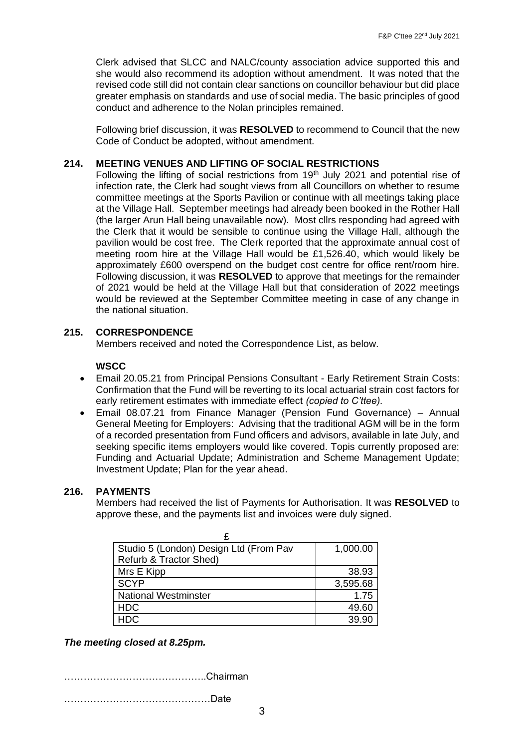Clerk advised that SLCC and NALC/county association advice supported this and she would also recommend its adoption without amendment. It was noted that the revised code still did not contain clear sanctions on councillor behaviour but did place greater emphasis on standards and use of social media. The basic principles of good conduct and adherence to the Nolan principles remained.

Following brief discussion, it was **RESOLVED** to recommend to Council that the new Code of Conduct be adopted, without amendment.

### 214. MEETING VENUES AND LIFTING OF SOCIAL RESTRICTIONS

Following the lifting of social restrictions from 19th July 2021 and potential rise of infection rate, the Clerk had sought views from all Councillors on whether to resume committee meetings at the Sports Pavilion or continue with all meetings taking place at the Village Hall. September meetings had already been booked in the Rother Hall (the larger Arun Hall being unavailable now). Most cllrs responding had agreed with the Clerk that it would be sensible to continue using the Village Hall, although the pavilion would be cost free. The Clerk reported that the approximate annual cost of meeting room hire at the Village Hall would be £1,526.40, which would likely be approximately £600 overspend on the budget cost centre for office rent/room hire. Following discussion, it was **RESOLVED** to approve that meetings for the remainder of 2021 would be held at the Village Hall but that consideration of 2022 meetings would be reviewed at the September Committee meeting in case of any change in the national situation.

### 215. CORRESPONDENCE

Members received and noted the Correspondence List, as below.

**WSCC**

- Email 20.05.21 from Principal Pensions Consultant - Early Retirement Strain Costs: Confirmation that the Fund will be reverting to its local actuarial strain cost factors for early retirement estimates with immediate effect *(copied to C'ttee).*
- Email 08.07.21 from Finance Manager (Pension Fund Governance) – Annual General Meeting for Employers: Advising that the traditional AGM will be in the form of a recorded presentation from Fund officers and advisors, available in late July, and seeking specific items employers would like covered. Topis currently proposed are: Funding and Actuarial Update; Administration and Scheme Management Update; Investment Update; Plan for the year ahead.

### 216. PAYMENTS

Members had received the list of Payments for Authorisation. It was **RESOLVED** to approve these, and the payments list and invoices were duly signed.

| | £ |
|---|---|
| Studio 5 (London) Design Ltd (From Pav Refurb & Tractor Shed) | 1,000.00 |
| Mrs E Kipp | 38.93 |
| SCYP | 3,595.68 |
| National Westminster | 1.75 |
| HDC | 49.60 |
| HDC | 39.90 |

***The meeting closed at 8.25pm.***

……………………………………..Chairman

………………………………………Date